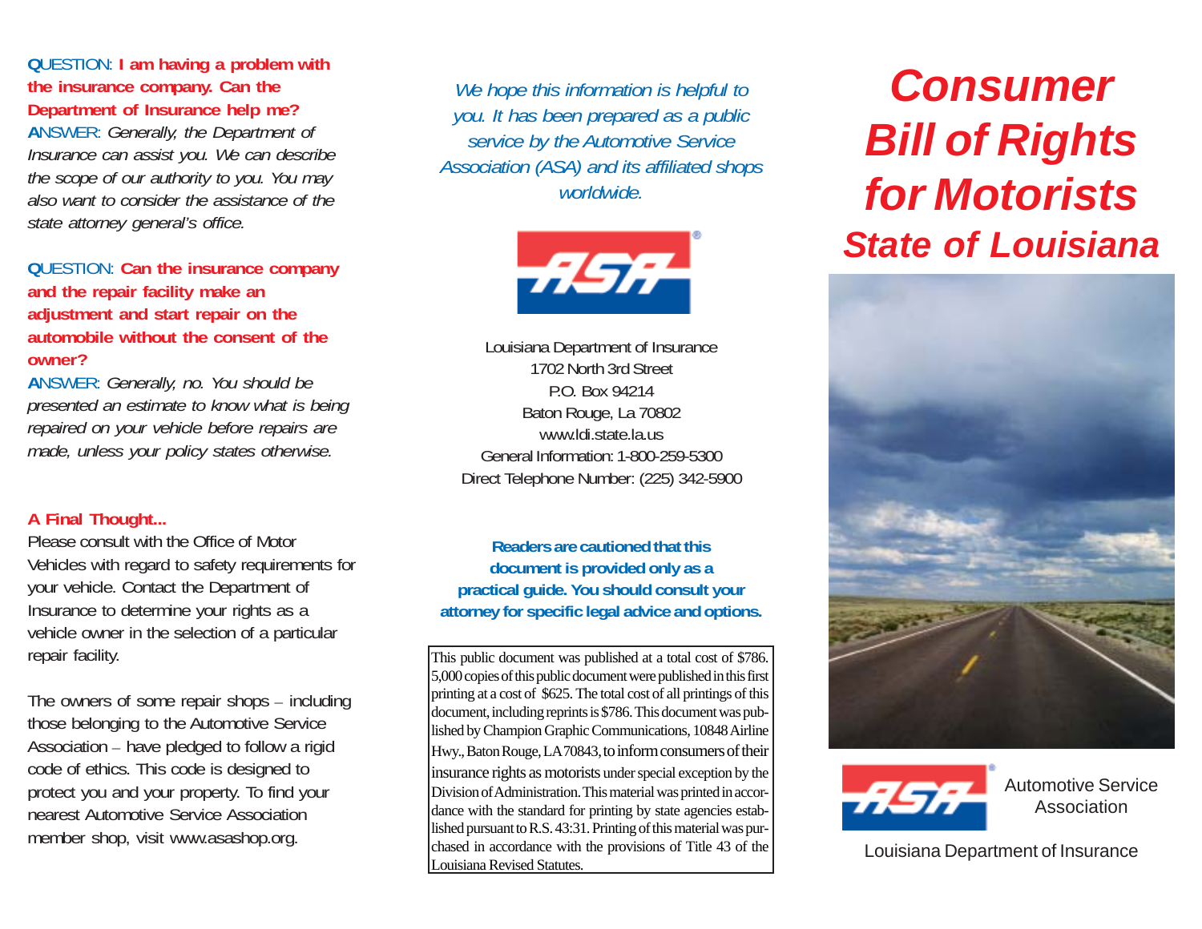**QUESTION: I am having a problem with the insurance company. Can the Department of Insurance help me?**

ANSWER: *Generally, the Department of Insurance can assist you. We can describe the scope of our authority to you. You may also want to consider the assistance of the state attorney general's office.*

**QUESTION: Can the insurance company and the repair facility make an adjustment and start repair on the automobile without the consent of the owner?**

ANSWER: *Generally, no. You should be presented an estimate to know what is being repaired on your vehicle before repairs are made, unless your policy states otherwise.*

**A Final Thought...**

Please consult with the Office of Motor Vehicles with regard to safety requirements for your vehicle. Contact the Department of Insurance to determine your rights as a vehicle owner in the selection of a particular repair facility.

The owners of some repair shops – including those belonging to the Automotive Service Association – have pledged to follow a rigid code of ethics. This code is designed to protect you and your property. To find your nearest Automotive Service Association member shop, visit www.asashop.org.

*We hope this information is helpful to you. It has been prepared as a public service by the Automotive Service Association (ASA) and its affiliated shops worldwide.*

Louisiana Department of Insurance
1702 North 3rd Street
P.O. Box 94214
Baton Rouge, La 70802
www.ldi.state.la.us
General Information: 1-800-259-5300
Direct Telephone Number: (225) 342-5900

**Readers are cautioned that this document is provided only as a practical guide. You should consult your attorney for specific legal advice and options.**

This public document was published at a total cost of $786. 5,000 copies of this public document were published in this first printing at a cost of $625. The total cost of all printings of this document, including reprints is $786. This document was published by Champion Graphic Communications, 10848 Airline Hwy., Baton Rouge, LA 70843, to inform consumers of their insurance rights as motorists under special exception by the Division of Administration. This material was printed in accordance with the standard for printing by state agencies established pursuant to R.S. 43:31. Printing of this material was purchased in accordance with the provisions of Title 43 of the Louisiana Revised Statutes.

# Consumer Bill of Rights for Motorists

## State of Louisiana

Automotive Service Association

Louisiana Department of Insurance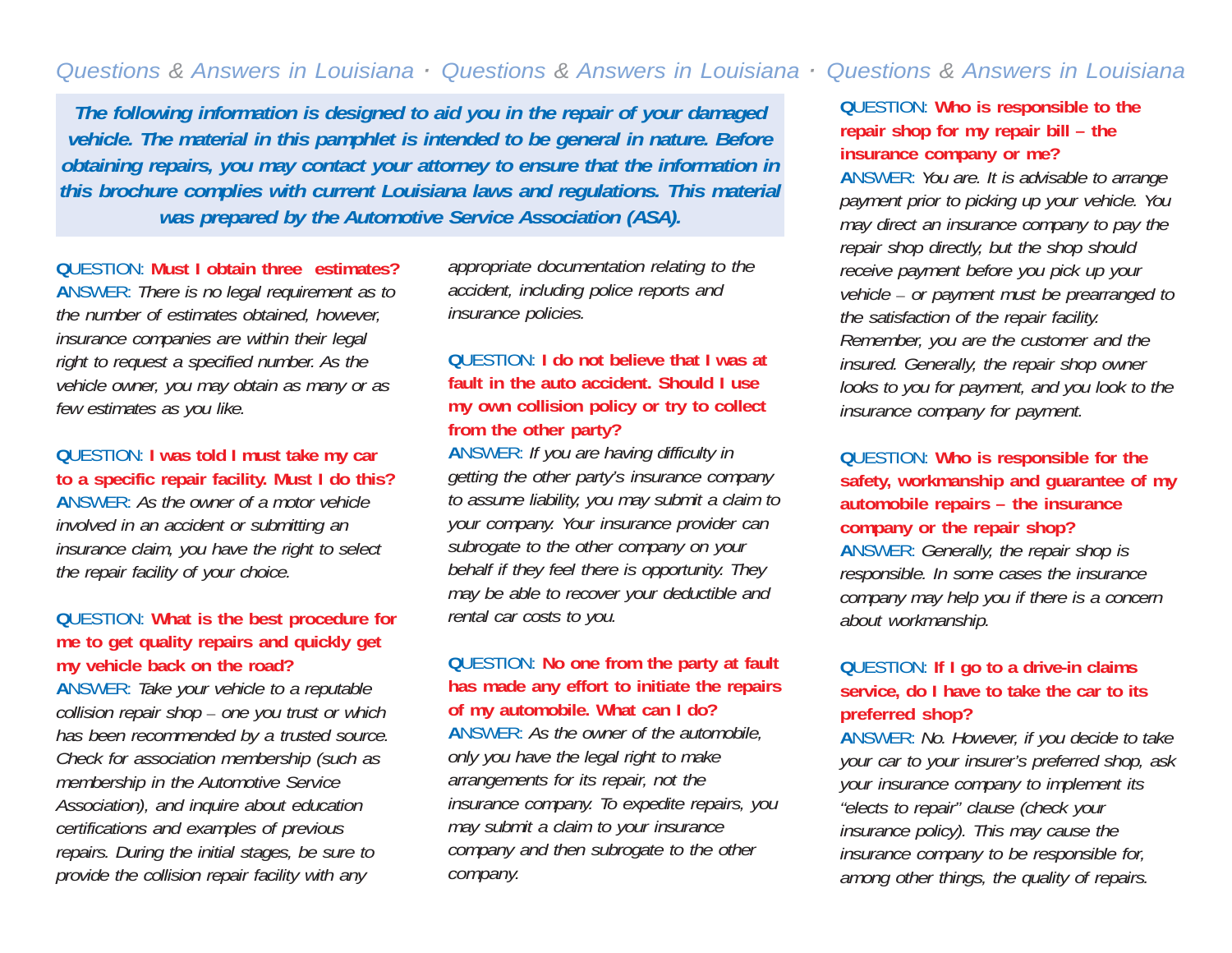*Questions & Answers in Louisiana · Questions & Answers in Louisiana · Questions & Answers in Louisiana*

***The following information is designed to aid you in the repair of your damaged vehicle. The material in this pamphlet is intended to be general in nature. Before obtaining repairs, you may contact your attorney to ensure that the information in this brochure complies with current Louisiana laws and regulations. This material was prepared by the Automotive Service Association (ASA).***

**QUESTION: Must I obtain three estimates?**
ANSWER: *There is no legal requirement as to the number of estimates obtained, however, insurance companies are within their legal right to request a specified number. As the vehicle owner, you may obtain as many or as few estimates as you like.*

**QUESTION: I was told I must take my car to a specific repair facility. Must I do this?**
ANSWER: *As the owner of a motor vehicle involved in an accident or submitting an insurance claim, you have the right to select the repair facility of your choice.*

**QUESTION: What is the best procedure for me to get quality repairs and quickly get my vehicle back on the road?**
ANSWER: *Take your vehicle to a reputable collision repair shop – one you trust or which has been recommended by a trusted source. Check for association membership (such as membership in the Automotive Service Association), and inquire about education certifications and examples of previous repairs. During the initial stages, be sure to provide the collision repair facility with any appropriate documentation relating to the accident, including police reports and insurance policies.*

**QUESTION: I do not believe that I was at fault in the auto accident. Should I use my own collision policy or try to collect from the other party?**
ANSWER: *If you are having difficulty in getting the other party's insurance company to assume liability, you may submit a claim to your company. Your insurance provider can subrogate to the other company on your behalf if they feel there is opportunity. They may be able to recover your deductible and rental car costs to you.*

**QUESTION: No one from the party at fault has made any effort to initiate the repairs of my automobile. What can I do?**
ANSWER: *As the owner of the automobile, only you have the legal right to make arrangements for its repair, not the insurance company. To expedite repairs, you may submit a claim to your insurance company and then subrogate to the other company.*

**QUESTION: Who is responsible to the repair shop for my repair bill – the insurance company or me?**
ANSWER: *You are. It is advisable to arrange payment prior to picking up your vehicle. You may direct an insurance company to pay the repair shop directly, but the shop should receive payment before you pick up your vehicle – or payment must be prearranged to the satisfaction of the repair facility. Remember, you are the customer and the insured. Generally, the repair shop owner looks to you for payment, and you look to the insurance company for payment.*

**QUESTION: Who is responsible for the safety, workmanship and guarantee of my automobile repairs – the insurance company or the repair shop?**
ANSWER: *Generally, the repair shop is responsible. In some cases the insurance company may help you if there is a concern about workmanship.*

**QUESTION: If I go to a drive-in claims service, do I have to take the car to its preferred shop?**
ANSWER: *No. However, if you decide to take your car to your insurer's preferred shop, ask your insurance company to implement its "elects to repair" clause (check your insurance policy). This may cause the insurance company to be responsible for, among other things, the quality of repairs.*